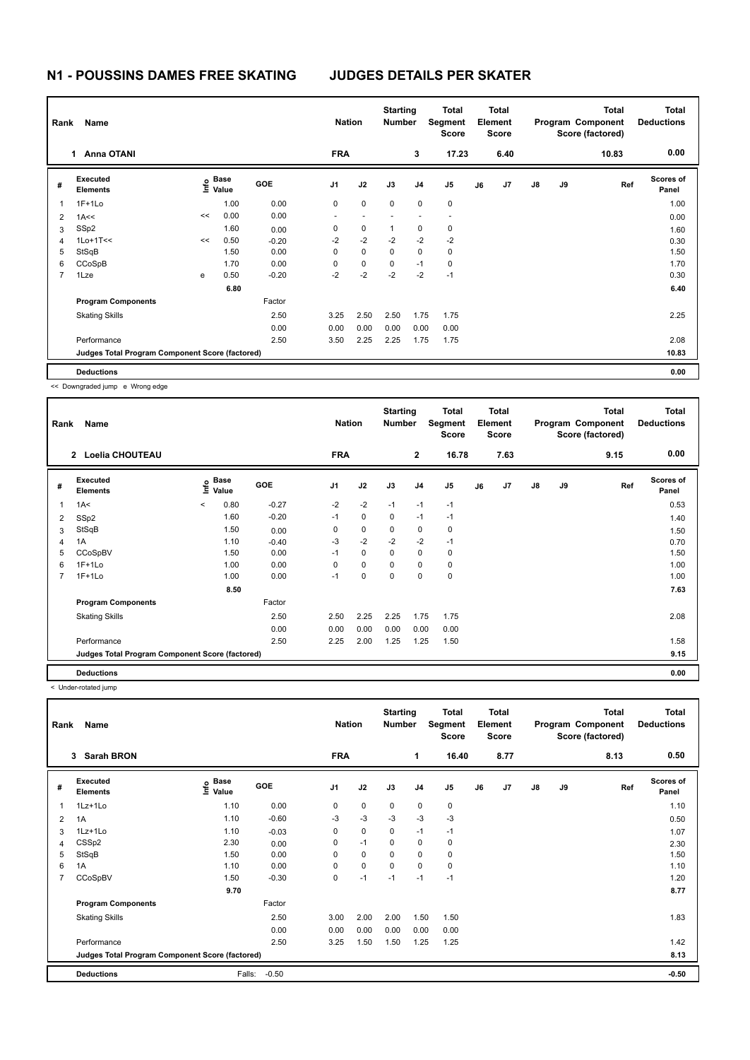# N1 - POUSSINS DAMES FREE SKATING — JUDGES DETAILS PER SKATER

| Rank | Name | Nation | Starting Number | Total Segment Score | Total Element Score | Total Program Component Score (factored) | Total Deductions |
|---|---|---|---|---|---|---|---|
| 1 | Anna OTANI | FRA | 3 | 17.23 | 6.40 | 10.83 | 0.00 |

| # | Executed Elements | Info | Base Value | GOE | J1 | J2 | J3 | J4 | J5 | J6 | J7 | J8 | J9 | Ref | Scores of Panel |
|---|---|---|---|---|---|---|---|---|---|---|---|---|---|---|---|
| 1 | 1F+1Lo | | 1.00 | 0.00 | 0 | 0 | 0 | 0 | 0 | | | | | | 1.00 |
| 2 | 1A<< | << | 0.00 | 0.00 | - | - | - | - | - | | | | | | 0.00 |
| 3 | SSp2 | | 1.60 | 0.00 | 0 | 0 | 1 | 0 | 0 | | | | | | 1.60 |
| 4 | 1Lo+1T<< | << | 0.50 | -0.20 | -2 | -2 | -2 | -2 | -2 | | | | | | 0.30 |
| 5 | StSqB | | 1.50 | 0.00 | 0 | 0 | 0 | 0 | 0 | | | | | | 1.50 |
| 6 | CCoSpB | | 1.70 | 0.00 | 0 | 0 | 0 | -1 | 0 | | | | | | 1.70 |
| 7 | 1Lze | e | 0.50 | -0.20 | -2 | -2 | -2 | -2 | -1 | | | | | | 0.30 |
| | | | 6.80 | | | | | | | | | | | | 6.40 |
| | **Program Components** | | | Factor | | | | | | | | | | | |
| | Skating Skills | | | 2.50 | 3.25 | 2.50 | 2.50 | 1.75 | 1.75 | | | | | | 2.25 |
| | | | | 0.00 | 0.00 | 0.00 | 0.00 | 0.00 | 0.00 | | | | | | |
| | Performance | | | 2.50 | 3.50 | 2.25 | 2.25 | 1.75 | 1.75 | | | | | | 2.08 |
| | **Judges Total Program Component Score (factored)** | | | | | | | | | | | | | | 10.83 |
| | **Deductions** | | | | | | | | | | | | | | 0.00 |

<< Downgraded jump  e Wrong edge

| Rank | Name | Nation | Starting Number | Total Segment Score | Total Element Score | Total Program Component Score (factored) | Total Deductions |
|---|---|---|---|---|---|---|---|
| 2 | Loelia CHOUTEAU | FRA | 2 | 16.78 | 7.63 | 9.15 | 0.00 |

| # | Executed Elements | Info | Base Value | GOE | J1 | J2 | J3 | J4 | J5 | J6 | J7 | J8 | J9 | Ref | Scores of Panel |
|---|---|---|---|---|---|---|---|---|---|---|---|---|---|---|---|
| 1 | 1A< | < | 0.80 | -0.27 | -2 | -2 | -1 | -1 | -1 | | | | | | 0.53 |
| 2 | SSp2 | | 1.60 | -0.20 | -1 | 0 | 0 | -1 | -1 | | | | | | 1.40 |
| 3 | StSqB | | 1.50 | 0.00 | 0 | 0 | 0 | 0 | 0 | | | | | | 1.50 |
| 4 | 1A | | 1.10 | -0.40 | -3 | -2 | -2 | -2 | -1 | | | | | | 0.70 |
| 5 | CCoSpBV | | 1.50 | 0.00 | -1 | 0 | 0 | 0 | 0 | | | | | | 1.50 |
| 6 | 1F+1Lo | | 1.00 | 0.00 | 0 | 0 | 0 | 0 | 0 | | | | | | 1.00 |
| 7 | 1F+1Lo | | 1.00 | 0.00 | -1 | 0 | 0 | 0 | 0 | | | | | | 1.00 |
| | | | 8.50 | | | | | | | | | | | | 7.63 |
| | **Program Components** | | | Factor | | | | | | | | | | | |
| | Skating Skills | | | 2.50 | 2.50 | 2.25 | 2.25 | 1.75 | 1.75 | | | | | | 2.08 |
| | | | | 0.00 | 0.00 | 0.00 | 0.00 | 0.00 | 0.00 | | | | | | |
| | Performance | | | 2.50 | 2.25 | 2.00 | 1.25 | 1.25 | 1.50 | | | | | | 1.58 |
| | **Judges Total Program Component Score (factored)** | | | | | | | | | | | | | | 9.15 |
| | **Deductions** | | | | | | | | | | | | | | 0.00 |

< Under-rotated jump

| Rank | Name | Nation | Starting Number | Total Segment Score | Total Element Score | Total Program Component Score (factored) | Total Deductions |
|---|---|---|---|---|---|---|---|
| 3 | Sarah BRON | FRA | 1 | 16.40 | 8.77 | 8.13 | 0.50 |

| # | Executed Elements | Info | Base Value | GOE | J1 | J2 | J3 | J4 | J5 | J6 | J7 | J8 | J9 | Ref | Scores of Panel |
|---|---|---|---|---|---|---|---|---|---|---|---|---|---|---|---|
| 1 | 1Lz+1Lo | | 1.10 | 0.00 | 0 | 0 | 0 | 0 | 0 | | | | | | 1.10 |
| 2 | 1A | | 1.10 | -0.60 | -3 | -3 | -3 | -3 | -3 | | | | | | 0.50 |
| 3 | 1Lz+1Lo | | 1.10 | -0.03 | 0 | 0 | 0 | -1 | -1 | | | | | | 1.07 |
| 4 | CSSp2 | | 2.30 | 0.00 | 0 | -1 | 0 | 0 | 0 | | | | | | 2.30 |
| 5 | StSqB | | 1.50 | 0.00 | 0 | 0 | 0 | 0 | 0 | | | | | | 1.50 |
| 6 | 1A | | 1.10 | 0.00 | 0 | 0 | 0 | 0 | 0 | | | | | | 1.10 |
| 7 | CCoSpBV | | 1.50 | -0.30 | 0 | -1 | -1 | -1 | -1 | | | | | | 1.20 |
| | | | 9.70 | | | | | | | | | | | | 8.77 |
| | **Program Components** | | | Factor | | | | | | | | | | | |
| | Skating Skills | | | 2.50 | 3.00 | 2.00 | 2.00 | 1.50 | 1.50 | | | | | | 1.83 |
| | | | | 0.00 | 0.00 | 0.00 | 0.00 | 0.00 | 0.00 | | | | | | |
| | Performance | | | 2.50 | 3.25 | 1.50 | 1.50 | 1.25 | 1.25 | | | | | | 1.42 |
| | **Judges Total Program Component Score (factored)** | | | | | | | | | | | | | | 8.13 |
| | **Deductions** | | Falls: | -0.50 | | | | | | | | | | | -0.50 |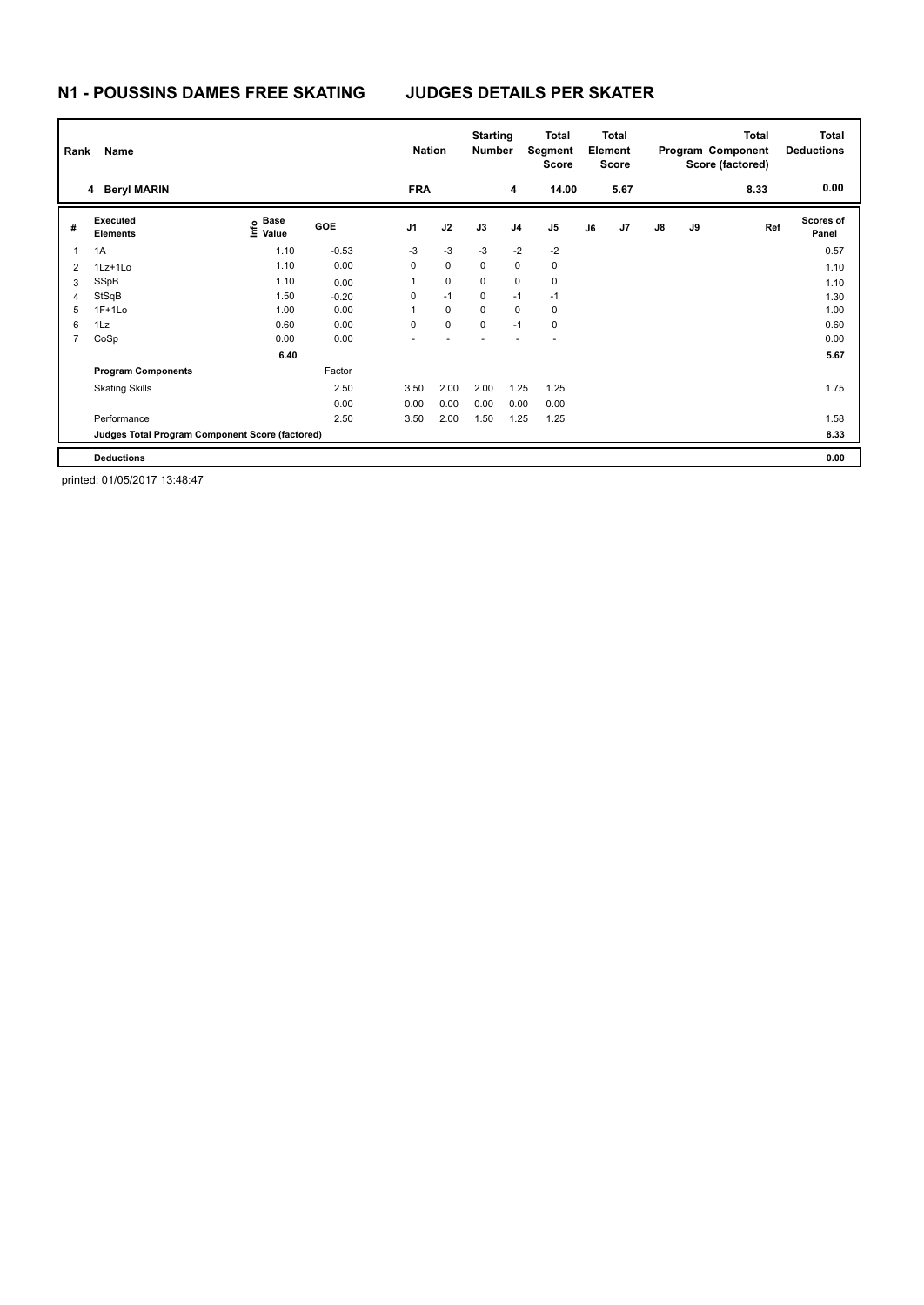# N1 - POUSSINS DAMES FREE SKATING JUDGES DETAILS PER SKATER

| Rank | Name | Nation | Starting Number | Total Segment Score | Total Element Score | Total Program Component Score (factored) | Total Deductions |
|---|---|---|---|---|---|---|---|
| 4 | Beryl MARIN | FRA | 4 | 14.00 | 5.67 | 8.33 | 0.00 |

| # | Executed Elements | Info | Base Value | GOE | J1 | J2 | J3 | J4 | J5 | J6 | J7 | J8 | J9 | Ref | Scores of Panel |
|---|---|---|---|---|---|---|---|---|---|---|---|---|---|---|---|
| 1 | 1A | | 1.10 | -0.53 | -3 | -3 | -3 | -2 | -2 | | | | | | 0.57 |
| 2 | 1Lz+1Lo | | 1.10 | 0.00 | 0 | 0 | 0 | 0 | 0 | | | | | | 1.10 |
| 3 | SSpB | | 1.10 | 0.00 | 1 | 0 | 0 | 0 | 0 | | | | | | 1.10 |
| 4 | StSqB | | 1.50 | -0.20 | 0 | -1 | 0 | -1 | -1 | | | | | | 1.30 |
| 5 | 1F+1Lo | | 1.00 | 0.00 | 1 | 0 | 0 | 0 | 0 | | | | | | 1.00 |
| 6 | 1Lz | | 0.60 | 0.00 | 0 | 0 | 0 | -1 | 0 | | | | | | 0.60 |
| 7 | CoSp | | 0.00 | 0.00 | - | - | - | - | - | | | | | | 0.00 |
| | | | 6.40 | | | | | | | | | | | | 5.67 |
| | Program Components | | | Factor | | | | | | | | | | | |
| | Skating Skills | | | 2.50 | 3.50 | 2.00 | 2.00 | 1.25 | 1.25 | | | | | | 1.75 |
| | | | | 0.00 | 0.00 | 0.00 | 0.00 | 0.00 | 0.00 | | | | | | |
| | Performance | | | 2.50 | 3.50 | 2.00 | 1.50 | 1.25 | 1.25 | | | | | | 1.58 |
| | Judges Total Program Component Score (factored) | | | | | | | | | | | | | | 8.33 |
| | Deductions | | | | | | | | | | | | | | 0.00 |

printed: 01/05/2017 13:48:47